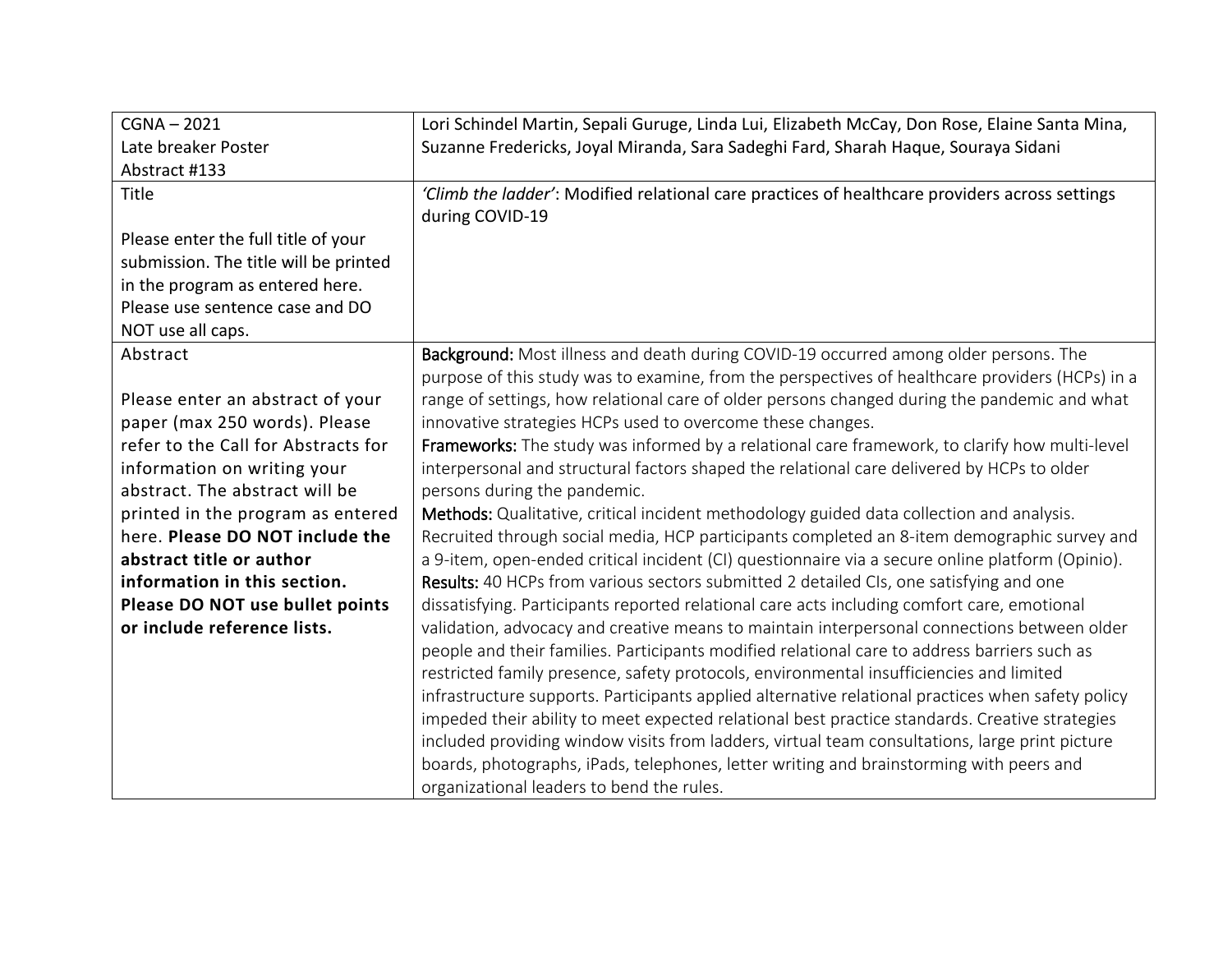| CGNA – 2021<br>Late breaker Poster<br>Abstract #133 | Lori Schindel Martin, Sepali Guruge, Linda Lui, Elizabeth McCay, Don Rose, Elaine Santa Mina, Suzanne Fredericks, Joyal Miranda, Sara Sadeghi Fard, Sharah Haque, Souraya Sidani |
|---|---|
| Title<br><br>Please enter the full title of your submission. The title will be printed in the program as entered here. Please use sentence case and DO NOT use all caps. | *'Climb the ladder'*: Modified relational care practices of healthcare providers across settings during COVID-19 |
| Abstract<br><br>Please enter an abstract of your paper (max 250 words). Please refer to the Call for Abstracts for information on writing your abstract. The abstract will be printed in the program as entered here. **Please DO NOT include the abstract title or author information in this section. Please DO NOT use bullet points or include reference lists.** | Background: Most illness and death during COVID-19 occurred among older persons. The purpose of this study was to examine, from the perspectives of healthcare providers (HCPs) in a range of settings, how relational care of older persons changed during the pandemic and what innovative strategies HCPs used to overcome these changes.<br>Frameworks: The study was informed by a relational care framework, to clarify how multi-level interpersonal and structural factors shaped the relational care delivered by HCPs to older persons during the pandemic.<br>Methods: Qualitative, critical incident methodology guided data collection and analysis. Recruited through social media, HCP participants completed an 8-item demographic survey and a 9-item, open-ended critical incident (CI) questionnaire via a secure online platform (Opinio).<br>Results: 40 HCPs from various sectors submitted 2 detailed CIs, one satisfying and one dissatisfying. Participants reported relational care acts including comfort care, emotional validation, advocacy and creative means to maintain interpersonal connections between older people and their families. Participants modified relational care to address barriers such as restricted family presence, safety protocols, environmental insufficiencies and limited infrastructure supports. Participants applied alternative relational practices when safety policy impeded their ability to meet expected relational best practice standards. Creative strategies included providing window visits from ladders, virtual team consultations, large print picture boards, photographs, iPads, telephones, letter writing and brainstorming with peers and organizational leaders to bend the rules. |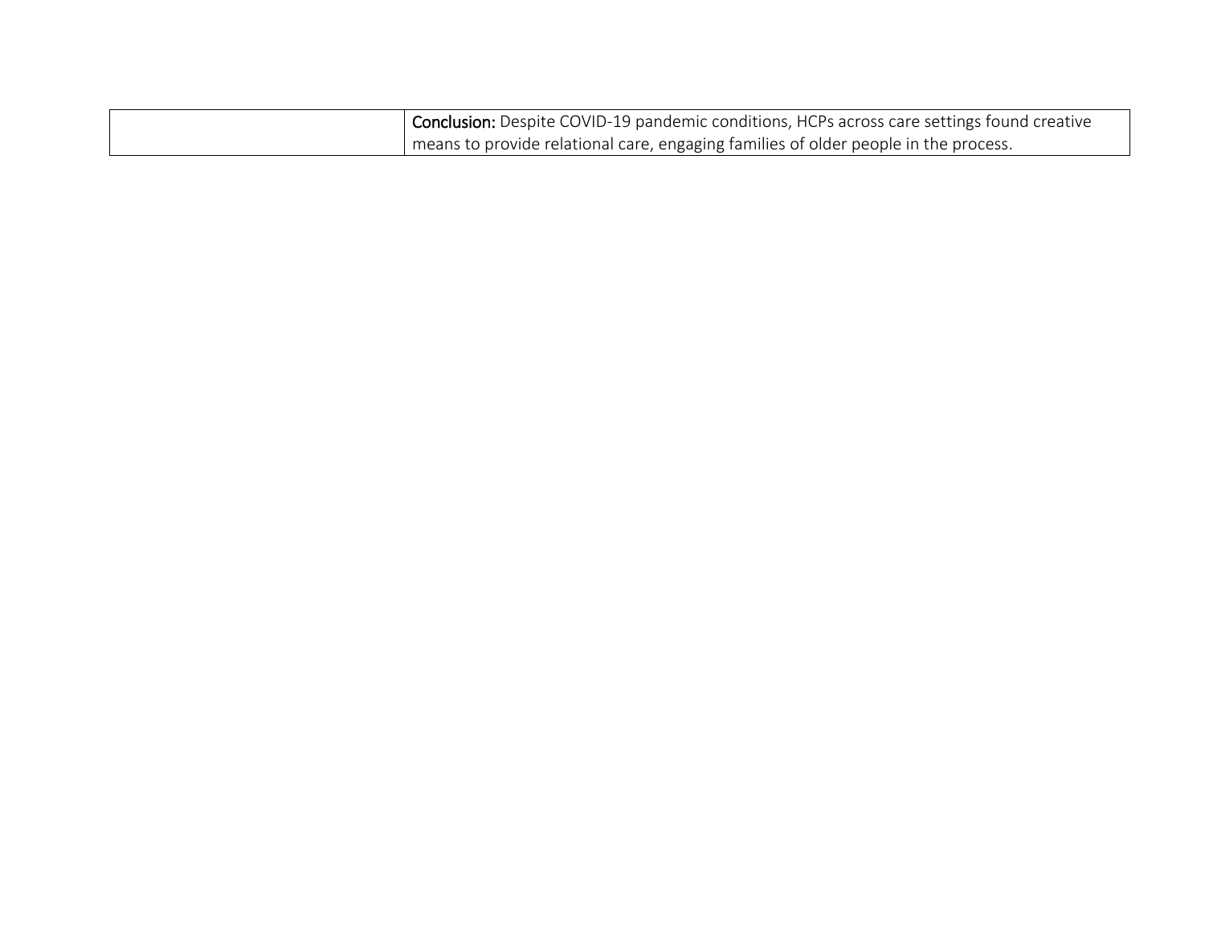| | |
|---|---|
| | **Conclusion:** Despite COVID-19 pandemic conditions, HCPs across care settings found creative means to provide relational care, engaging families of older people in the process. |